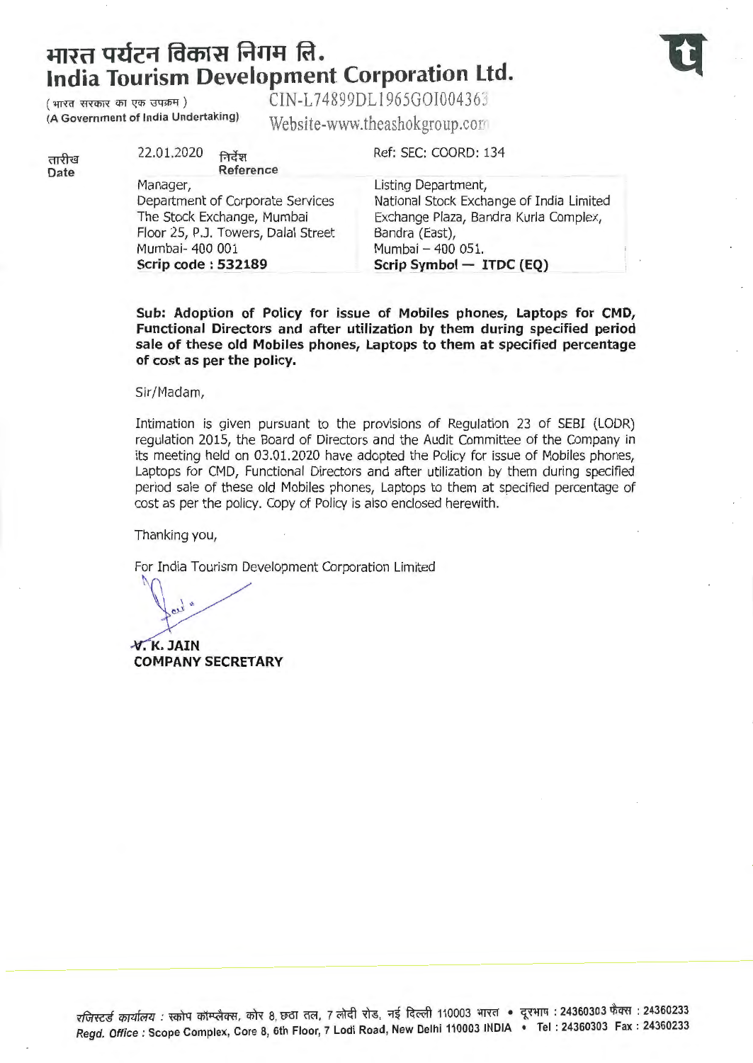# भारत पर्यटन विकास निगम लि.
# India Tourism Development Corporation Ltd.

(भारत सरकार का एक उपक्रम)
(A Government of India Undertaking)

CIN-L74899DL1965GOI004363
Website-www.theashokgroup.com

तारीख Date: 22.01.2020

निर्देश Reference: Ref: SEC: COORD: 134

| | |
|---|---|
| Manager,<br>Department of Corporate Services<br>The Stock Exchange, Mumbai<br>Floor 25, P.J. Towers, Dalal Street<br>Mumbai- 400 001<br>**Scrip code : 532189** | Listing Department,<br>National Stock Exchange of India Limited<br>Exchange Plaza, Bandra Kurla Complex,<br>Bandra (East),<br>Mumbai – 400 051.<br>**Scrip Symbol — ITDC (EQ)** |

**Sub: Adoption of Policy for issue of Mobiles phones, Laptops for CMD, Functional Directors and after utilization by them during specified period sale of these old Mobiles phones, Laptops to them at specified percentage of cost as per the policy.**

Sir/Madam,

Intimation is given pursuant to the provisions of Regulation 23 of SEBI (LODR) regulation 2015, the Board of Directors and the Audit Committee of the Company in its meeting held on 03.01.2020 have adopted the Policy for issue of Mobiles phones, Laptops for CMD, Functional Directors and after utilization by them during specified period sale of these old Mobiles phones, Laptops to them at specified percentage of cost as per the policy. Copy of Policy is also enclosed herewith.

Thanking you,

For India Tourism Development Corporation Limited

**V. K. JAIN**
**COMPANY SECRETARY**

रजिस्टर्ड कार्यालय : स्कोप कॉम्प्लैक्स, कोर 8, छठा तल, 7 लोदी रोड, नई दिल्ली 110003 भारत • दूरभाष : 24360303 फैक्स : 24360233
*Regd. Office* : Scope Complex, Core 8, 6th Floor, 7 Lodi Road, New Delhi 110003 INDIA • Tel : 24360303 Fax : 24360233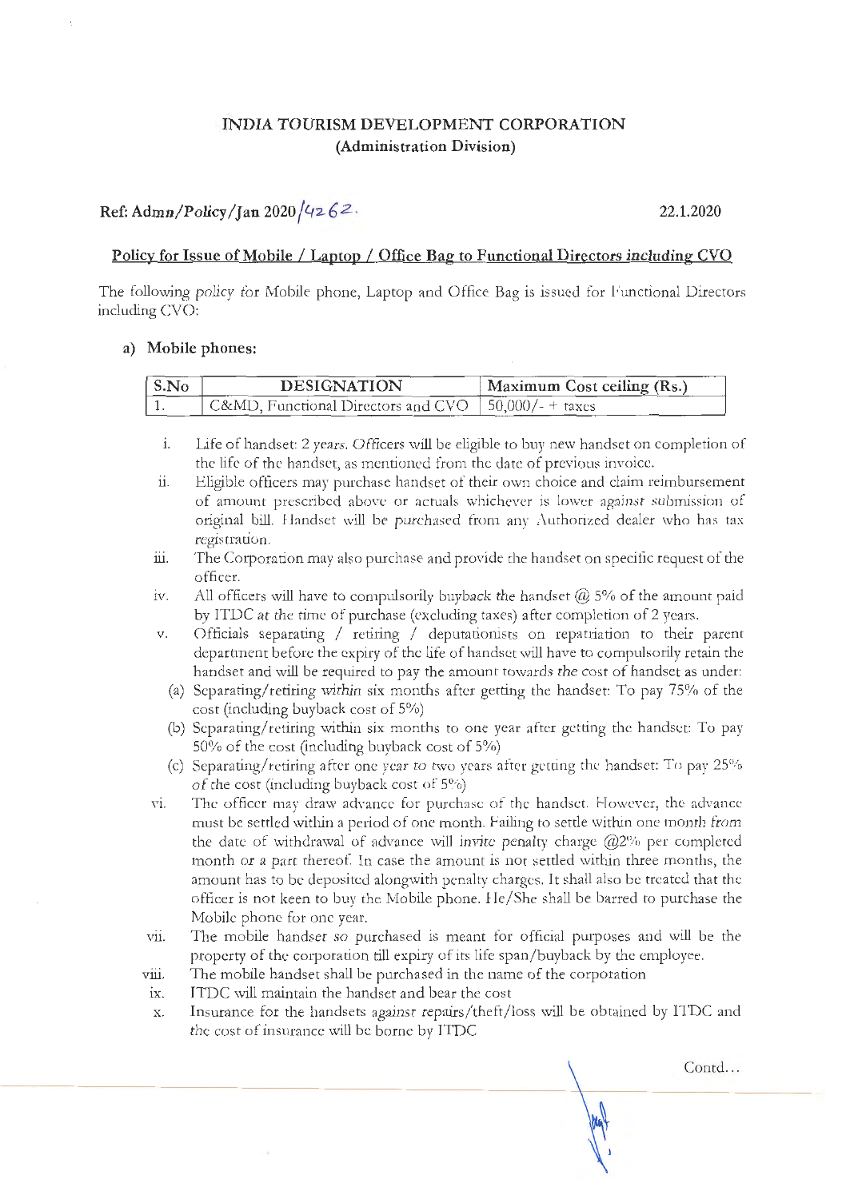**INDIA TOURISM DEVELOPMENT CORPORATION**
**(Administration Division)**

**Ref: Admn/Policy/Jan 2020/4262.** 22.1.2020

**Policy for Issue of Mobile / Laptop / Office Bag to Functional Directors including CVO**

The following policy for Mobile phone, Laptop and Office Bag is issued for Functional Directors including CVO:

**a) Mobile phones:**

| S.No | DESIGNATION | Maximum Cost ceiling (Rs.) |
|---|---|---|
| 1. | C&MD, Functional Directors and CVO | 50,000/- + taxes |

i. Life of handset: 2 years. Officers will be eligible to buy new handset on completion of the life of the handset, as mentioned from the date of previous invoice.

ii. Eligible officers may purchase handset of their own choice and claim reimbursement of amount prescribed above or actuals whichever is lower against submission of original bill. Handset will be purchased from any Authorized dealer who has tax registration.

iii. The Corporation may also purchase and provide the handset on specific request of the officer.

iv. All officers will have to compulsorily buyback the handset @ 5% of the amount paid by ITDC at the time of purchase (excluding taxes) after completion of 2 years.

v. Officials separating / retiring / deputationists on repatriation to their parent department before the expiry of the life of handset will have to compulsorily retain the handset and will be required to pay the amount towards the cost of handset as under:

(a) Separating/retiring within six months after getting the handset: To pay 75% of the cost (including buyback cost of 5%)

(b) Separating/retiring within six months to one year after getting the handset: To pay 50% of the cost (including buyback cost of 5%)

(c) Separating/retiring after one year to two years after getting the handset: To pay 25% of the cost (including buyback cost of 5%)

vi. The officer may draw advance for purchase of the handset. However, the advance must be settled within a period of one month. Failing to settle within one month from the date of withdrawal of advance will invite penalty charge @2% per completed month or a part thereof. In case the amount is not settled within three months, the amount has to be deposited alongwith penalty charges. It shall also be treated that the officer is not keen to buy the Mobile phone. He/She shall be barred to purchase the Mobile phone for one year.

vii. The mobile handset so purchased is meant for official purposes and will be the property of the corporation till expiry of its life span/buyback by the employee.

viii. The mobile handset shall be purchased in the name of the corporation

ix. ITDC will maintain the handset and bear the cost

x. Insurance for the handsets against repairs/theft/loss will be obtained by ITDC and the cost of insurance will be borne by ITDC

Contd...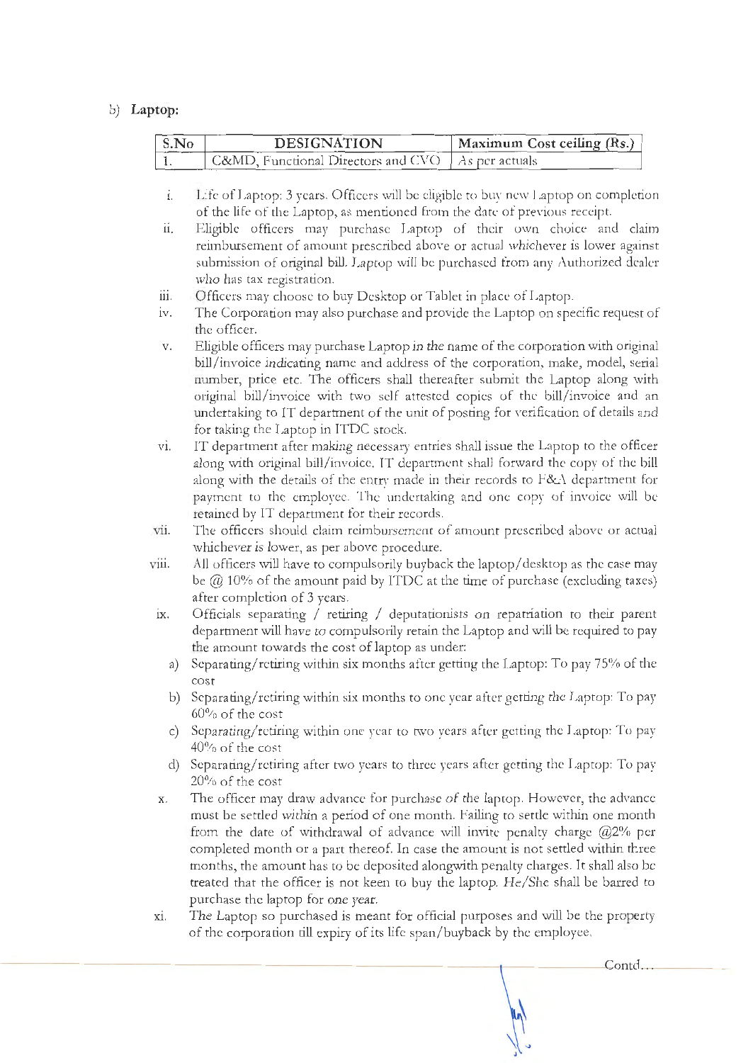b) **Laptop:**

| S.No | DESIGNATION | Maximum Cost ceiling (Rs.) |
|---|---|---|
| 1. | C&MD, Functional Directors and CVO | As per actuals |

i. Life of Laptop: 3 years. Officers will be eligible to buy new Laptop on completion of the life of the Laptop, as mentioned from the date of previous receipt.

ii. Eligible officers may purchase Laptop of their own choice and claim reimbursement of amount prescribed above or actual whichever is lower against submission of original bill. Laptop will be purchased from any Authorized dealer who has tax registration.

iii. Officers may choose to buy Desktop or Tablet in place of Laptop.

iv. The Corporation may also purchase and provide the Laptop on specific request of the officer.

v. Eligible officers may purchase Laptop in the name of the corporation with original bill/invoice indicating name and address of the corporation, make, model, serial number, price etc. The officers shall thereafter submit the Laptop along with original bill/invoice with two self attested copies of the bill/invoice and an undertaking to IT department of the unit of posting for verification of details and for taking the Laptop in ITDC stock.

vi. IT department after making necessary entries shall issue the Laptop to the officer along with original bill/invoice. IT department shall forward the copy of the bill along with the details of the entry made in their records to F&A department for payment to the employee. The undertaking and one copy of invoice will be retained by IT department for their records.

vii. The officers should claim reimbursement of amount prescribed above or actual whichever is lower, as per above procedure.

viii. All officers will have to compulsorily buyback the laptop/desktop as the case may be @ 10% of the amount paid by ITDC at the time of purchase (excluding taxes) after completion of 3 years.

ix. Officials separating / retiring / deputationists on repatriation to their parent department will have to compulsorily retain the Laptop and will be required to pay the amount towards the cost of laptop as under:
   a) Separating/retiring within six months after getting the Laptop: To pay 75% of the cost
   b) Separating/retiring within six months to one year after getting the Laptop: To pay 60% of the cost
   c) Separating/retiring within one year to two years after getting the Laptop: To pay 40% of the cost
   d) Separating/retiring after two years to three years after getting the Laptop: To pay 20% of the cost

x. The officer may draw advance for purchase of the laptop. However, the advance must be settled within a period of one month. Failing to settle within one month from the date of withdrawal of advance will invite penalty charge @2% per completed month or a part thereof. In case the amount is not settled within three months, the amount has to be deposited alongwith penalty charges. It shall also be treated that the officer is not keen to buy the laptop. He/She shall be barred to purchase the laptop for one year.

xi. The Laptop so purchased is meant for official purposes and will be the property of the corporation till expiry of its life span/buyback by the employee.

Contd...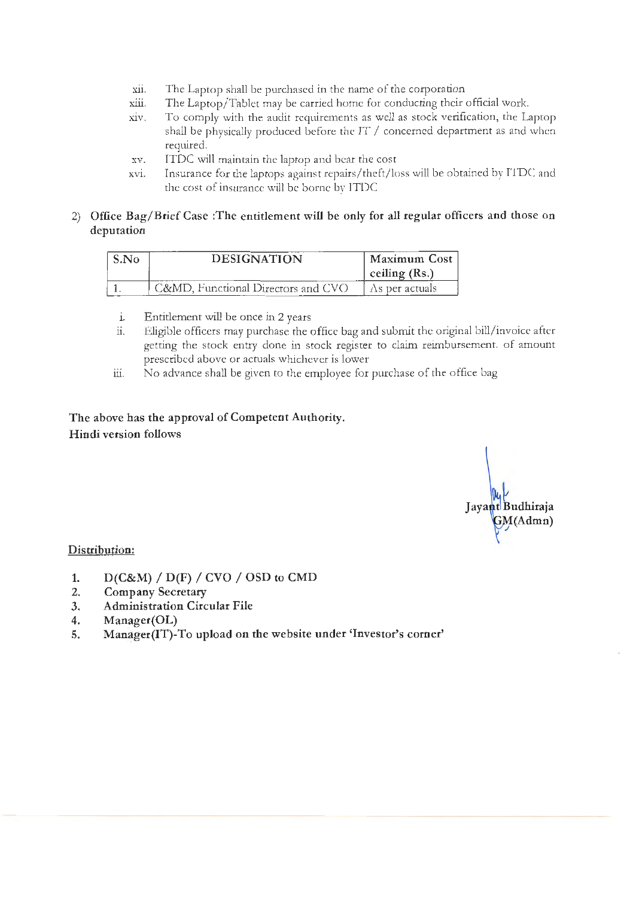xii. The Laptop shall be purchased in the name of the corporation

xiii. The Laptop/Tablet may be carried home for conducting their official work.

xiv. To comply with the audit requirements as well as stock verification, the Laptop shall be physically produced before the IT / concerned department as and when required.

xv. ITDC will maintain the laptop and bear the cost

xvi. Insurance for the laptops against repairs/theft/loss will be obtained by ITDC and the cost of insurance will be borne by ITDC

2) **Office Bag/Brief Case :The entitlement will be only for all regular officers and those on deputation**

| S.No | DESIGNATION | Maximum Cost ceiling (Rs.) |
|---|---|---|
| 1. | C&MD, Functional Directors and CVO | As per actuals |

i. Entitlement will be once in 2 years

ii. Eligible officers may purchase the office bag and submit the original bill/invoice after getting the stock entry done in stock register to claim reimbursement. of amount prescribed above or actuals whichever is lower

iii. No advance shall be given to the employee for purchase of the office bag

**The above has the approval of Competent Authority.**
**Hindi version follows**

**Jayant Budhiraja**
**GM(Admn)**

**Distribution:**

1. **D(C&M) / D(F) / CVO / OSD to CMD**
2. **Company Secretary**
3. **Administration Circular File**
4. **Manager(OL)**
5. **Manager(IT)-To upload on the website under 'Investor's corner'**